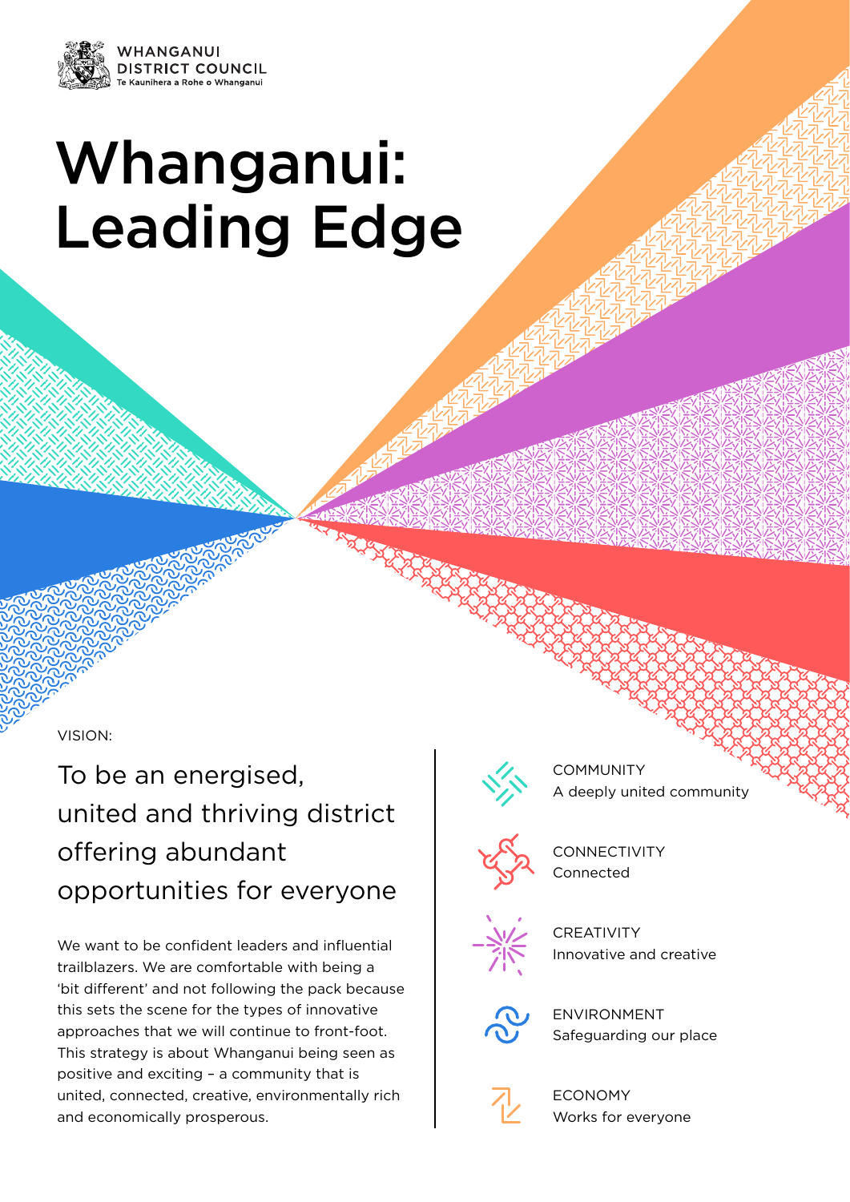WHANGANUI DISTRICT COUNCIL
Te Kaunihera a Rohe o Whanganui

# Whanganui: Leading Edge

VISION:

## To be an energised, united and thriving district offering abundant opportunities for everyone

We want to be confident leaders and influential trailblazers. We are comfortable with being a 'bit different' and not following the pack because this sets the scene for the types of innovative approaches that we will continue to front-foot. This strategy is about Whanganui being seen as positive and exciting – a community that is united, connected, creative, environmentally rich and economically prosperous.

COMMUNITY
A deeply united community

CONNECTIVITY
Connected

CREATIVITY
Innovative and creative

ENVIRONMENT
Safeguarding our place

ECONOMY
Works for everyone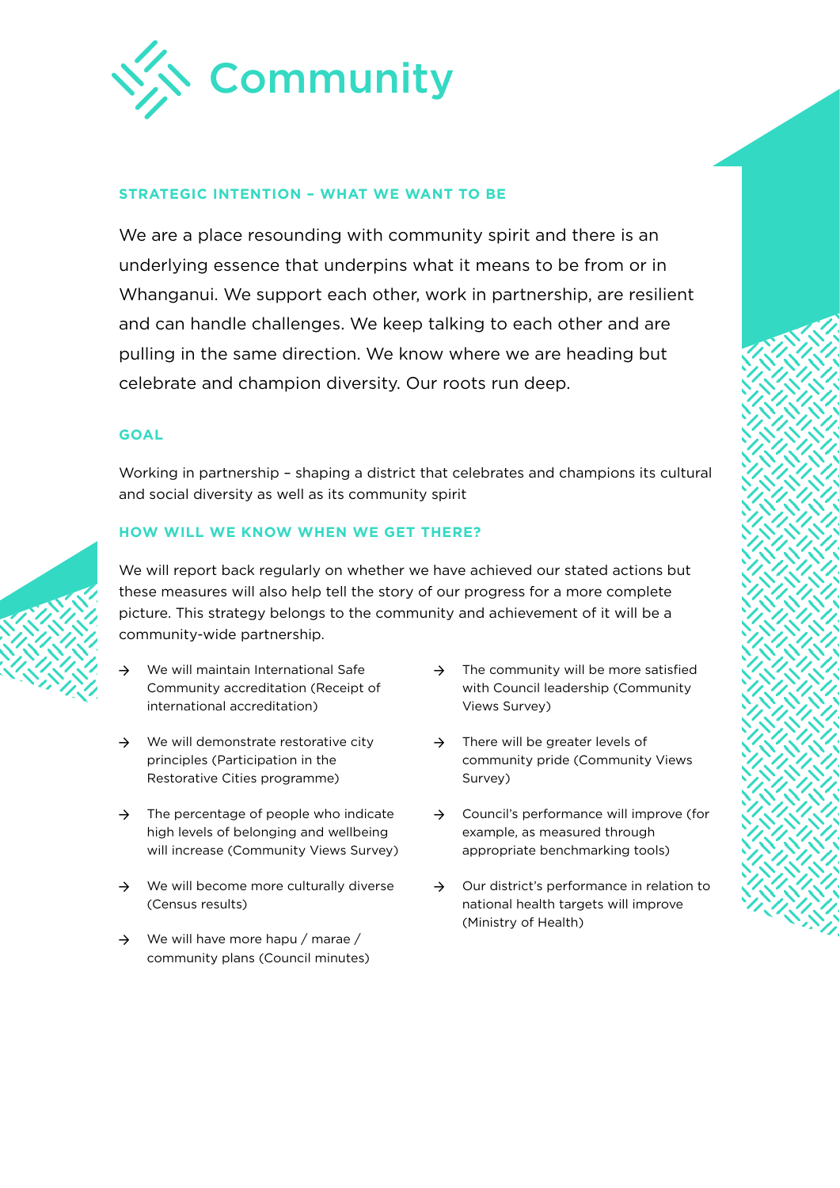# Community

## STRATEGIC INTENTION – WHAT WE WANT TO BE

We are a place resounding with community spirit and there is an underlying essence that underpins what it means to be from or in Whanganui. We support each other, work in partnership, are resilient and can handle challenges. We keep talking to each other and are pulling in the same direction. We know where we are heading but celebrate and champion diversity. Our roots run deep.

## GOAL

Working in partnership – shaping a district that celebrates and champions its cultural and social diversity as well as its community spirit

## HOW WILL WE KNOW WHEN WE GET THERE?

We will report back regularly on whether we have achieved our stated actions but these measures will also help tell the story of our progress for a more complete picture. This strategy belongs to the community and achievement of it will be a community-wide partnership.

- → We will maintain International Safe Community accreditation (Receipt of international accreditation)
- → We will demonstrate restorative city principles (Participation in the Restorative Cities programme)
- → The percentage of people who indicate high levels of belonging and wellbeing will increase (Community Views Survey)
- → We will become more culturally diverse (Census results)
- → We will have more hapu / marae / community plans (Council minutes)
- → The community will be more satisfied with Council leadership (Community Views Survey)
- → There will be greater levels of community pride (Community Views Survey)
- → Council's performance will improve (for example, as measured through appropriate benchmarking tools)
- → Our district's performance in relation to national health targets will improve (Ministry of Health)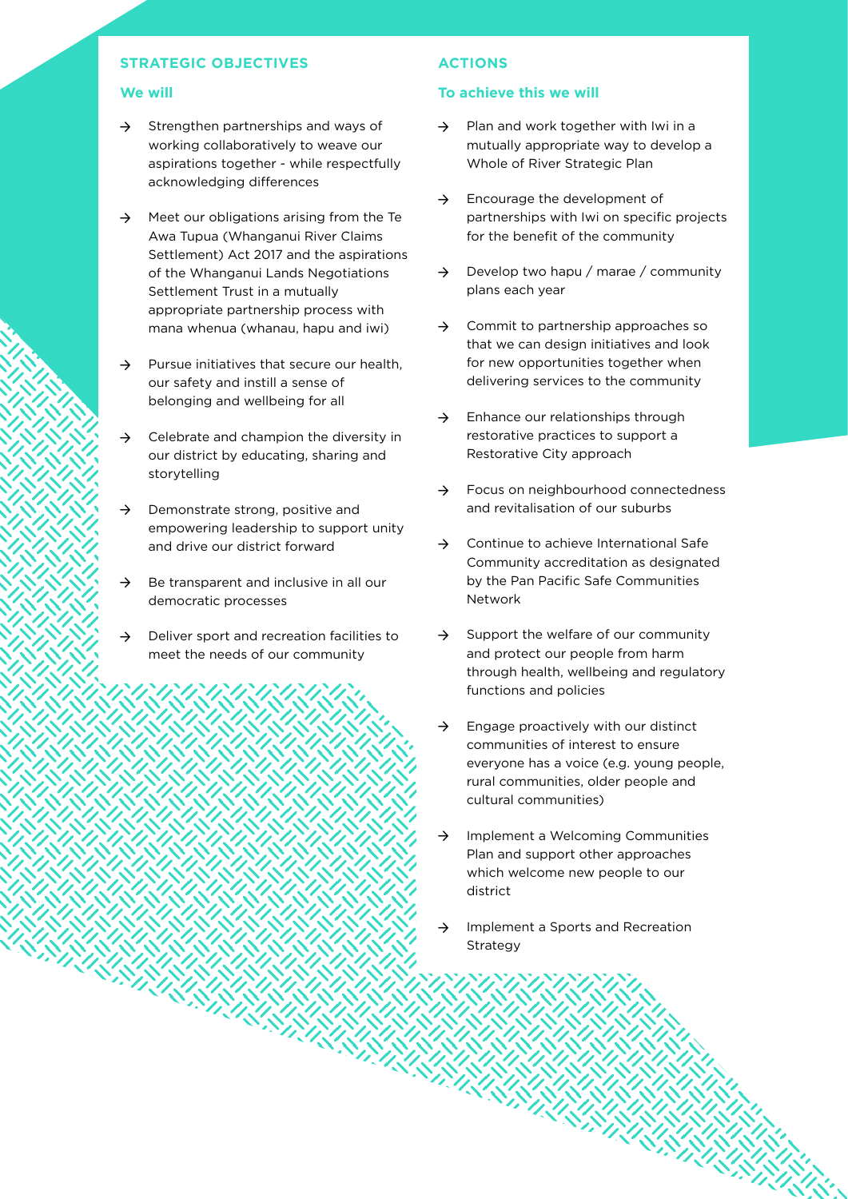## STRATEGIC OBJECTIVES

### We will

- Strengthen partnerships and ways of working collaboratively to weave our aspirations together - while respectfully acknowledging differences
- Meet our obligations arising from the Te Awa Tupua (Whanganui River Claims Settlement) Act 2017 and the aspirations of the Whanganui Lands Negotiations Settlement Trust in a mutually appropriate partnership process with mana whenua (whanau, hapu and iwi)
- Pursue initiatives that secure our health, our safety and instill a sense of belonging and wellbeing for all
- Celebrate and champion the diversity in our district by educating, sharing and storytelling
- Demonstrate strong, positive and empowering leadership to support unity and drive our district forward
- Be transparent and inclusive in all our democratic processes
- Deliver sport and recreation facilities to meet the needs of our community

## ACTIONS

### To achieve this we will

- Plan and work together with Iwi in a mutually appropriate way to develop a Whole of River Strategic Plan
- Encourage the development of partnerships with Iwi on specific projects for the benefit of the community
- Develop two hapu / marae / community plans each year
- Commit to partnership approaches so that we can design initiatives and look for new opportunities together when delivering services to the community
- Enhance our relationships through restorative practices to support a Restorative City approach
- Focus on neighbourhood connectedness and revitalisation of our suburbs
- Continue to achieve International Safe Community accreditation as designated by the Pan Pacific Safe Communities Network
- Support the welfare of our community and protect our people from harm through health, wellbeing and regulatory functions and policies
- Engage proactively with our distinct communities of interest to ensure everyone has a voice (e.g. young people, rural communities, older people and cultural communities)
- Implement a Welcoming Communities Plan and support other approaches which welcome new people to our district
- Implement a Sports and Recreation Strategy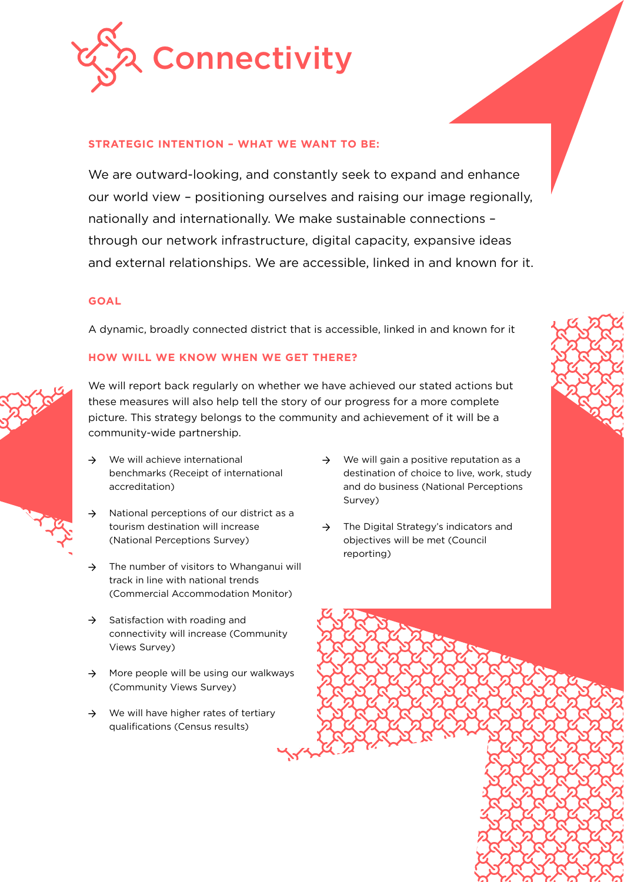# Connectivity

### STRATEGIC INTENTION – WHAT WE WANT TO BE:

We are outward-looking, and constantly seek to expand and enhance our world view – positioning ourselves and raising our image regionally, nationally and internationally. We make sustainable connections – through our network infrastructure, digital capacity, expansive ideas and external relationships. We are accessible, linked in and known for it.

### GOAL

A dynamic, broadly connected district that is accessible, linked in and known for it

### HOW WILL WE KNOW WHEN WE GET THERE?

We will report back regularly on whether we have achieved our stated actions but these measures will also help tell the story of our progress for a more complete picture. This strategy belongs to the community and achievement of it will be a community-wide partnership.

- → We will achieve international benchmarks (Receipt of international accreditation)
- → National perceptions of our district as a tourism destination will increase (National Perceptions Survey)
- → The number of visitors to Whanganui will track in line with national trends (Commercial Accommodation Monitor)
- → Satisfaction with roading and connectivity will increase (Community Views Survey)
- → More people will be using our walkways (Community Views Survey)
- → We will have higher rates of tertiary qualifications (Census results)
- → We will gain a positive reputation as a destination of choice to live, work, study and do business (National Perceptions Survey)
- → The Digital Strategy's indicators and objectives will be met (Council reporting)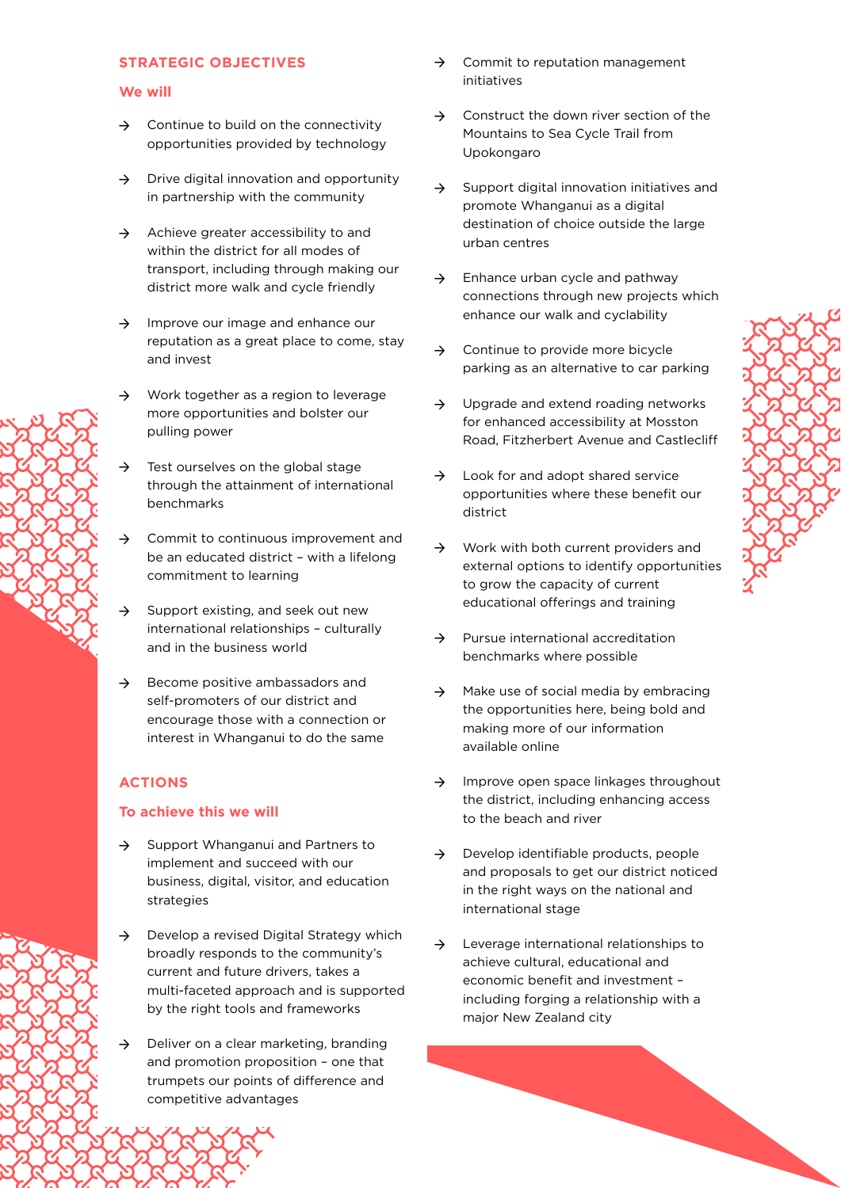## STRATEGIC OBJECTIVES

### We will

- Continue to build on the connectivity opportunities provided by technology
- Drive digital innovation and opportunity in partnership with the community
- Achieve greater accessibility to and within the district for all modes of transport, including through making our district more walk and cycle friendly
- Improve our image and enhance our reputation as a great place to come, stay and invest
- Work together as a region to leverage more opportunities and bolster our pulling power
- Test ourselves on the global stage through the attainment of international benchmarks
- Commit to continuous improvement and be an educated district – with a lifelong commitment to learning
- Support existing, and seek out new international relationships – culturally and in the business world
- Become positive ambassadors and self-promoters of our district and encourage those with a connection or interest in Whanganui to do the same

## ACTIONS

### To achieve this we will

- Support Whanganui and Partners to implement and succeed with our business, digital, visitor, and education strategies
- Develop a revised Digital Strategy which broadly responds to the community's current and future drivers, takes a multi-faceted approach and is supported by the right tools and frameworks
- Deliver on a clear marketing, branding and promotion proposition – one that trumpets our points of difference and competitive advantages
- Commit to reputation management initiatives
- Construct the down river section of the Mountains to Sea Cycle Trail from Upokongaro
- Support digital innovation initiatives and promote Whanganui as a digital destination of choice outside the large urban centres
- Enhance urban cycle and pathway connections through new projects which enhance our walk and cyclability
- Continue to provide more bicycle parking as an alternative to car parking
- Upgrade and extend roading networks for enhanced accessibility at Mosston Road, Fitzherbert Avenue and Castlecliff
- Look for and adopt shared service opportunities where these benefit our district
- Work with both current providers and external options to identify opportunities to grow the capacity of current educational offerings and training
- Pursue international accreditation benchmarks where possible
- Make use of social media by embracing the opportunities here, being bold and making more of our information available online
- Improve open space linkages throughout the district, including enhancing access to the beach and river
- Develop identifiable products, people and proposals to get our district noticed in the right ways on the national and international stage
- Leverage international relationships to achieve cultural, educational and economic benefit and investment – including forging a relationship with a major New Zealand city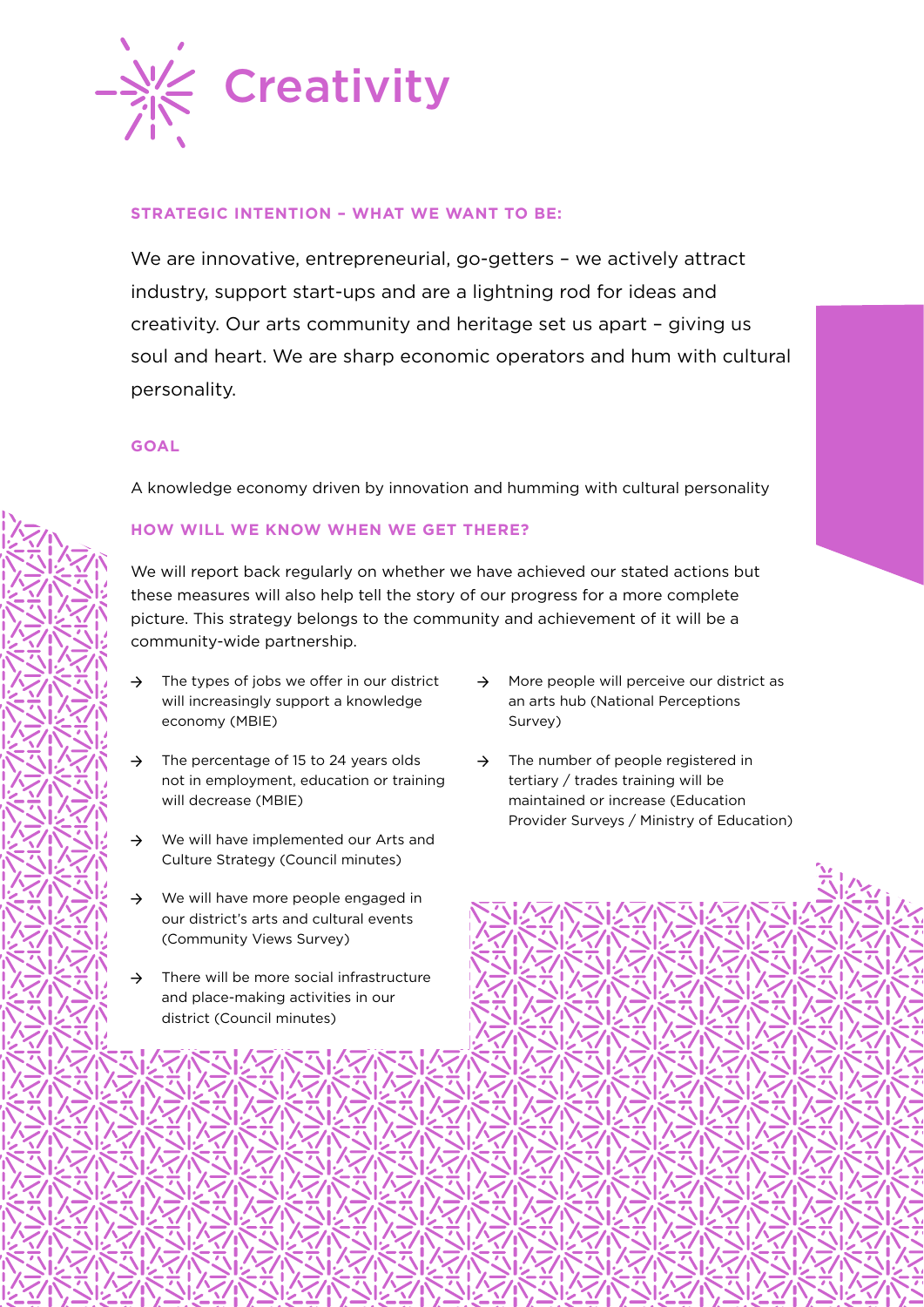# Creativity

### STRATEGIC INTENTION – WHAT WE WANT TO BE:

We are innovative, entrepreneurial, go-getters – we actively attract industry, support start-ups and are a lightning rod for ideas and creativity. Our arts community and heritage set us apart – giving us soul and heart. We are sharp economic operators and hum with cultural personality.

### GOAL

A knowledge economy driven by innovation and humming with cultural personality

### HOW WILL WE KNOW WHEN WE GET THERE?

We will report back regularly on whether we have achieved our stated actions but these measures will also help tell the story of our progress for a more complete picture. This strategy belongs to the community and achievement of it will be a community-wide partnership.

- → The types of jobs we offer in our district will increasingly support a knowledge economy (MBIE)
- → The percentage of 15 to 24 years olds not in employment, education or training will decrease (MBIE)
- → We will have implemented our Arts and Culture Strategy (Council minutes)
- → We will have more people engaged in our district's arts and cultural events (Community Views Survey)
- → There will be more social infrastructure and place-making activities in our district (Council minutes)
- → More people will perceive our district as an arts hub (National Perceptions Survey)
- → The number of people registered in tertiary / trades training will be maintained or increase (Education Provider Surveys / Ministry of Education)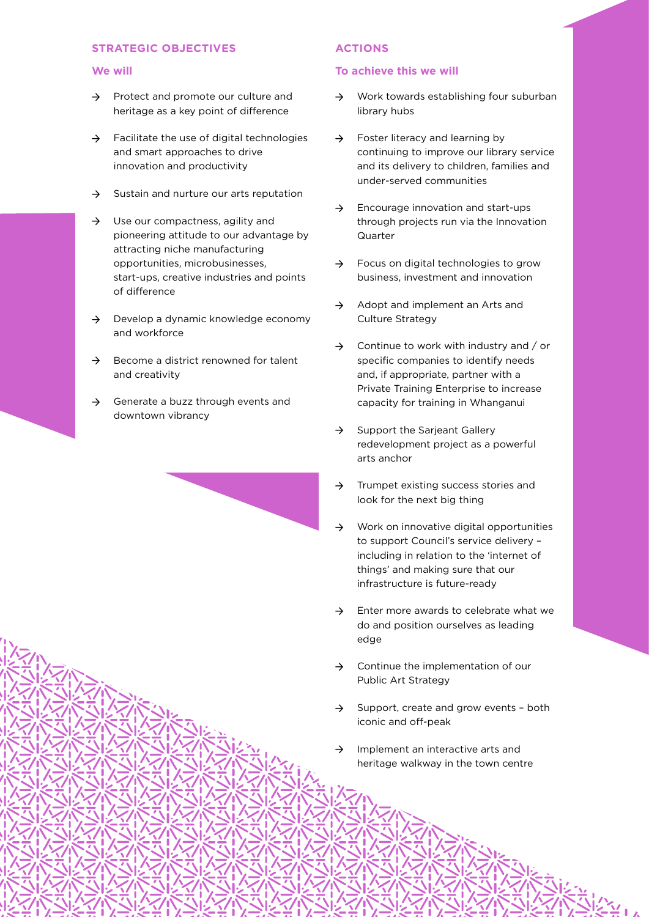## STRATEGIC OBJECTIVES

### We will

- Protect and promote our culture and heritage as a key point of difference
- Facilitate the use of digital technologies and smart approaches to drive innovation and productivity
- Sustain and nurture our arts reputation
- Use our compactness, agility and pioneering attitude to our advantage by attracting niche manufacturing opportunities, microbusinesses, start-ups, creative industries and points of difference
- Develop a dynamic knowledge economy and workforce
- Become a district renowned for talent and creativity
- Generate a buzz through events and downtown vibrancy

## ACTIONS

### To achieve this we will

- Work towards establishing four suburban library hubs
- Foster literacy and learning by continuing to improve our library service and its delivery to children, families and under-served communities
- Encourage innovation and start-ups through projects run via the Innovation Quarter
- Focus on digital technologies to grow business, investment and innovation
- Adopt and implement an Arts and Culture Strategy
- Continue to work with industry and / or specific companies to identify needs and, if appropriate, partner with a Private Training Enterprise to increase capacity for training in Whanganui
- Support the Sarjeant Gallery redevelopment project as a powerful arts anchor
- Trumpet existing success stories and look for the next big thing
- Work on innovative digital opportunities to support Council's service delivery – including in relation to the 'internet of things' and making sure that our infrastructure is future-ready
- Enter more awards to celebrate what we do and position ourselves as leading edge
- Continue the implementation of our Public Art Strategy
- Support, create and grow events – both iconic and off-peak
- Implement an interactive arts and heritage walkway in the town centre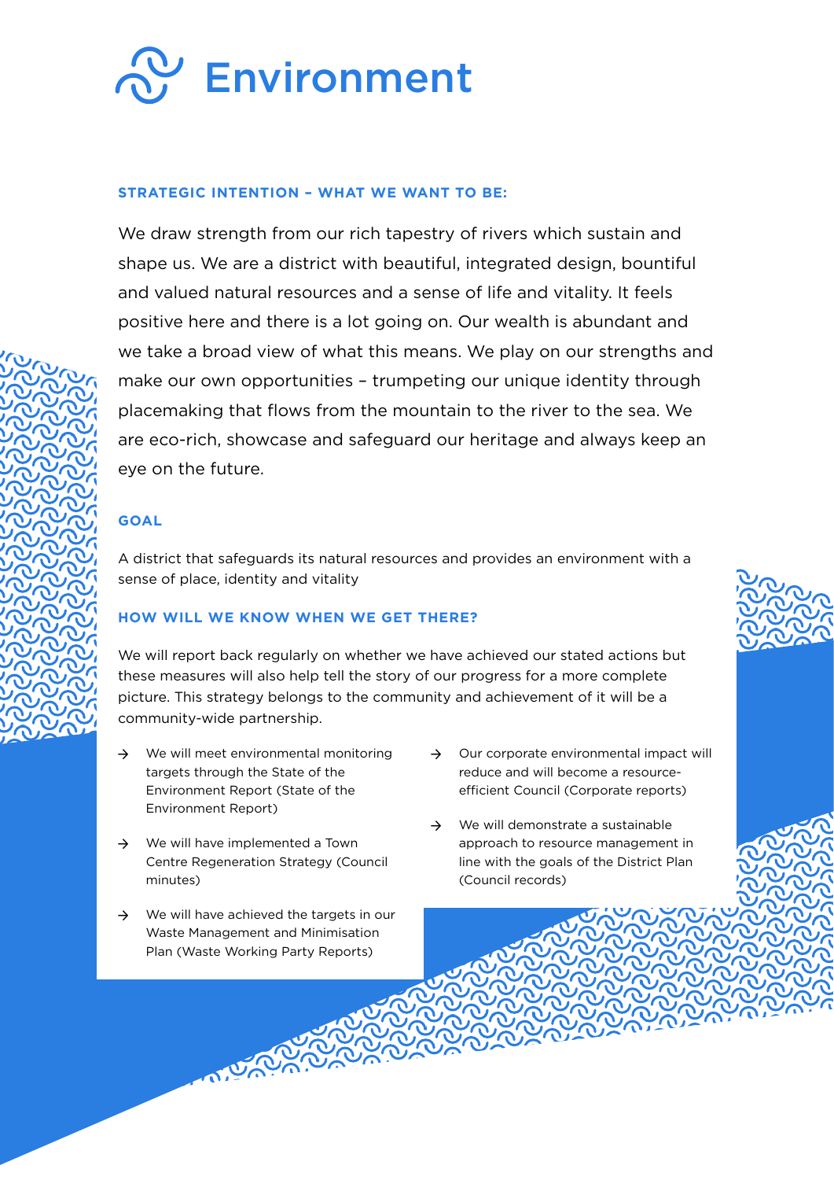# Environment

### STRATEGIC INTENTION – WHAT WE WANT TO BE:

We draw strength from our rich tapestry of rivers which sustain and shape us. We are a district with beautiful, integrated design, bountiful and valued natural resources and a sense of life and vitality. It feels positive here and there is a lot going on. Our wealth is abundant and we take a broad view of what this means. We play on our strengths and make our own opportunities – trumpeting our unique identity through placemaking that flows from the mountain to the river to the sea. We are eco-rich, showcase and safeguard our heritage and always keep an eye on the future.

### GOAL

A district that safeguards its natural resources and provides an environment with a sense of place, identity and vitality

### HOW WILL WE KNOW WHEN WE GET THERE?

We will report back regularly on whether we have achieved our stated actions but these measures will also help tell the story of our progress for a more complete picture. This strategy belongs to the community and achievement of it will be a community-wide partnership.

- → We will meet environmental monitoring targets through the State of the Environment Report (State of the Environment Report)
- → We will have implemented a Town Centre Regeneration Strategy (Council minutes)
- → We will have achieved the targets in our Waste Management and Minimisation Plan (Waste Working Party Reports)
- → Our corporate environmental impact will reduce and will become a resource-efficient Council (Corporate reports)
- → We will demonstrate a sustainable approach to resource management in line with the goals of the District Plan (Council records)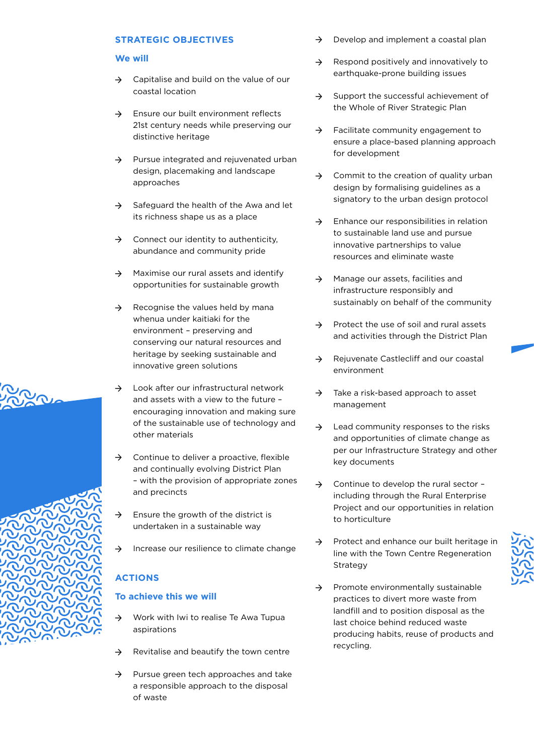## STRATEGIC OBJECTIVES

### We will

- Capitalise and build on the value of our coastal location
- Ensure our built environment reflects 21st century needs while preserving our distinctive heritage
- Pursue integrated and rejuvenated urban design, placemaking and landscape approaches
- Safeguard the health of the Awa and let its richness shape us as a place
- Connect our identity to authenticity, abundance and community pride
- Maximise our rural assets and identify opportunities for sustainable growth
- Recognise the values held by mana whenua under kaitiaki for the environment – preserving and conserving our natural resources and heritage by seeking sustainable and innovative green solutions
- Look after our infrastructural network and assets with a view to the future – encouraging innovation and making sure of the sustainable use of technology and other materials
- Continue to deliver a proactive, flexible and continually evolving District Plan – with the provision of appropriate zones and precincts
- Ensure the growth of the district is undertaken in a sustainable way
- Increase our resilience to climate change

## ACTIONS

### To achieve this we will

- Work with Iwi to realise Te Awa Tupua aspirations
- Revitalise and beautify the town centre
- Pursue green tech approaches and take a responsible approach to the disposal of waste
- Develop and implement a coastal plan
- Respond positively and innovatively to earthquake-prone building issues
- Support the successful achievement of the Whole of River Strategic Plan
- Facilitate community engagement to ensure a place-based planning approach for development
- Commit to the creation of quality urban design by formalising guidelines as a signatory to the urban design protocol
- Enhance our responsibilities in relation to sustainable land use and pursue innovative partnerships to value resources and eliminate waste
- Manage our assets, facilities and infrastructure responsibly and sustainably on behalf of the community
- Protect the use of soil and rural assets and activities through the District Plan
- Rejuvenate Castlecliff and our coastal environment
- Take a risk-based approach to asset management
- Lead community responses to the risks and opportunities of climate change as per our Infrastructure Strategy and other key documents
- Continue to develop the rural sector – including through the Rural Enterprise Project and our opportunities in relation to horticulture
- Protect and enhance our built heritage in line with the Town Centre Regeneration Strategy
- Promote environmentally sustainable practices to divert more waste from landfill and to position disposal as the last choice behind reduced waste producing habits, reuse of products and recycling.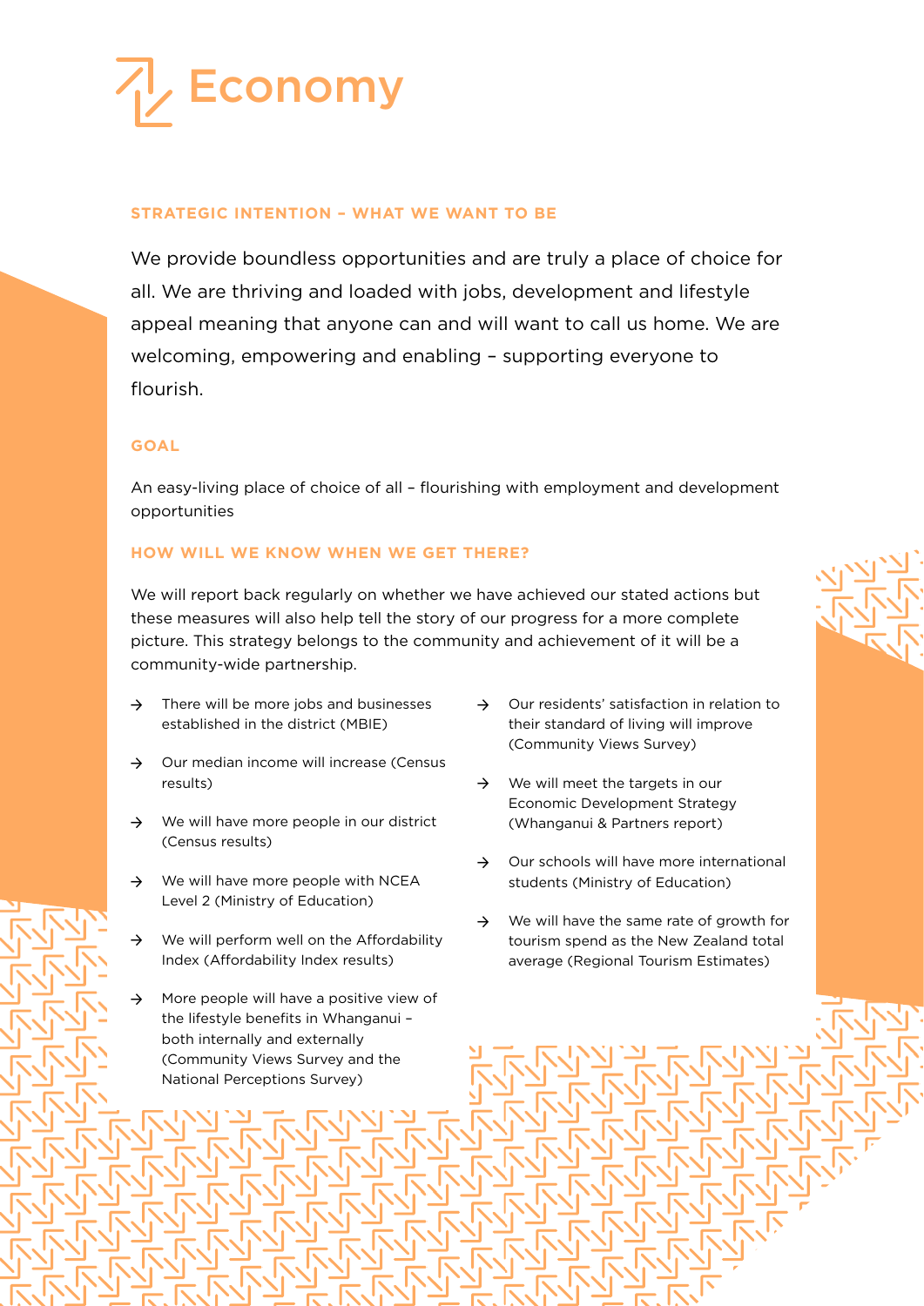# Economy

### STRATEGIC INTENTION – WHAT WE WANT TO BE

We provide boundless opportunities and are truly a place of choice for all. We are thriving and loaded with jobs, development and lifestyle appeal meaning that anyone can and will want to call us home. We are welcoming, empowering and enabling – supporting everyone to flourish.

### GOAL

An easy-living place of choice of all – flourishing with employment and development opportunities

### HOW WILL WE KNOW WHEN WE GET THERE?

We will report back regularly on whether we have achieved our stated actions but these measures will also help tell the story of our progress for a more complete picture. This strategy belongs to the community and achievement of it will be a community-wide partnership.

- There will be more jobs and businesses established in the district (MBIE)
- Our median income will increase (Census results)
- We will have more people in our district (Census results)
- We will have more people with NCEA Level 2 (Ministry of Education)
- We will perform well on the Affordability Index (Affordability Index results)
- More people will have a positive view of the lifestyle benefits in Whanganui – both internally and externally (Community Views Survey and the National Perceptions Survey)
- Our residents' satisfaction in relation to their standard of living will improve (Community Views Survey)
- We will meet the targets in our Economic Development Strategy (Whanganui & Partners report)
- Our schools will have more international students (Ministry of Education)
- We will have the same rate of growth for tourism spend as the New Zealand total average (Regional Tourism Estimates)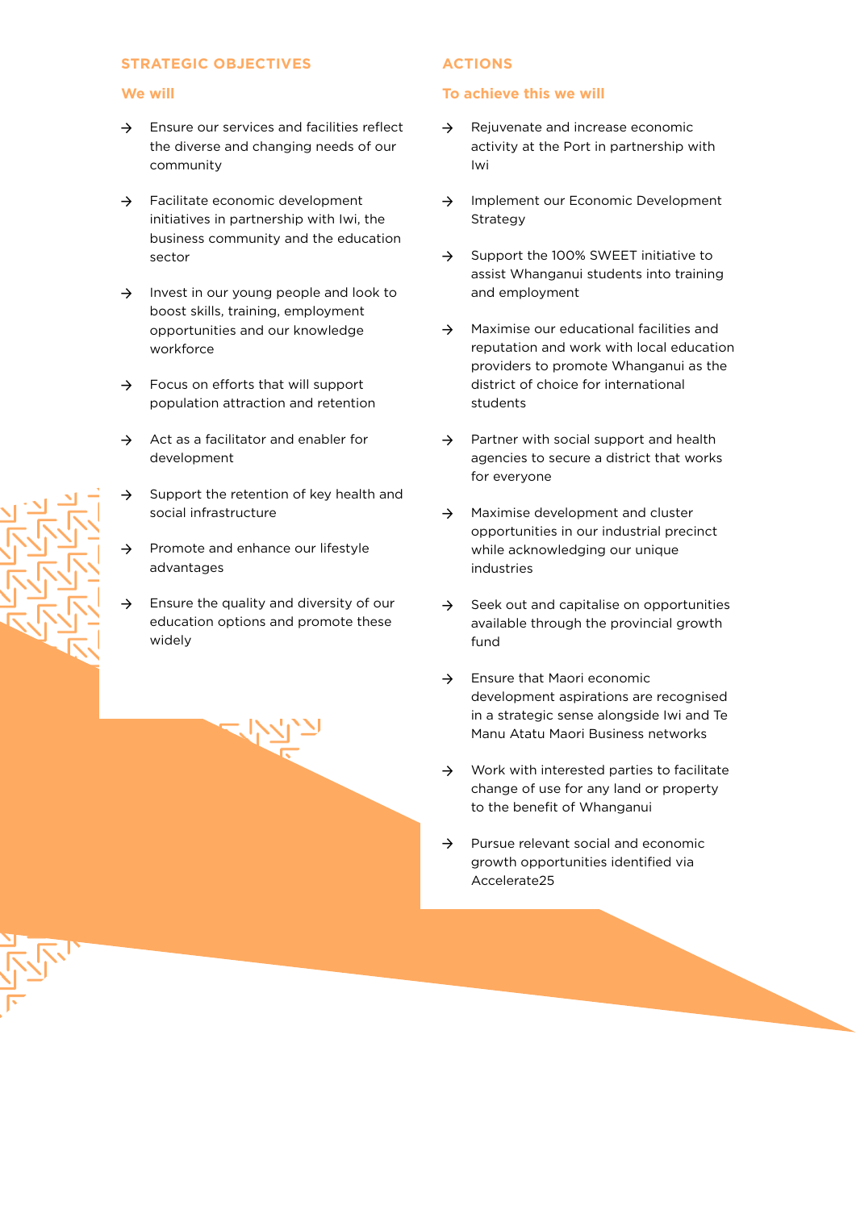## STRATEGIC OBJECTIVES

### We will

- Ensure our services and facilities reflect the diverse and changing needs of our community
- Facilitate economic development initiatives in partnership with Iwi, the business community and the education sector
- Invest in our young people and look to boost skills, training, employment opportunities and our knowledge workforce
- Focus on efforts that will support population attraction and retention
- Act as a facilitator and enabler for development
- Support the retention of key health and social infrastructure
- Promote and enhance our lifestyle advantages
- Ensure the quality and diversity of our education options and promote these widely

## ACTIONS

### To achieve this we will

- Rejuvenate and increase economic activity at the Port in partnership with Iwi
- Implement our Economic Development Strategy
- Support the 100% SWEET initiative to assist Whanganui students into training and employment
- Maximise our educational facilities and reputation and work with local education providers to promote Whanganui as the district of choice for international students
- Partner with social support and health agencies to secure a district that works for everyone
- Maximise development and cluster opportunities in our industrial precinct while acknowledging our unique industries
- Seek out and capitalise on opportunities available through the provincial growth fund
- Ensure that Maori economic development aspirations are recognised in a strategic sense alongside Iwi and Te Manu Atatu Maori Business networks
- Work with interested parties to facilitate change of use for any land or property to the benefit of Whanganui
- Pursue relevant social and economic growth opportunities identified via Accelerate25